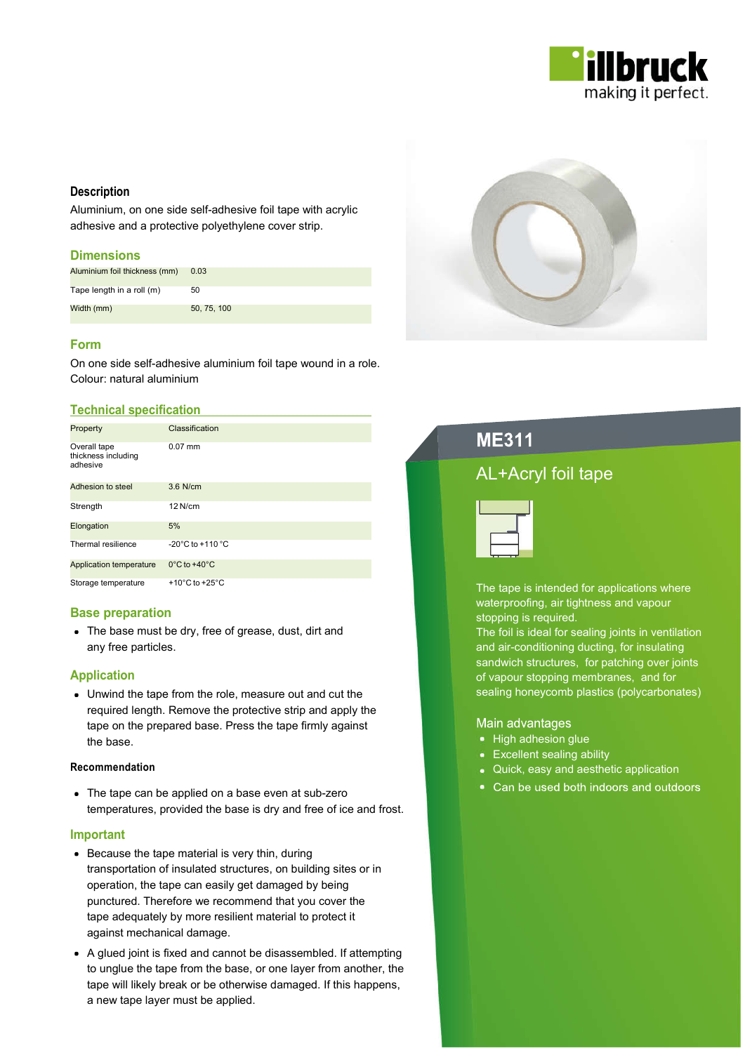# ME311

## AL+Acryl foil tape

The tape is intended for applications where waterproofing, air tightness and vapour stopping is required.
The foil is ideal for sealing joints in ventilation and air-conditioning ducting, for insulating sandwich structures, for patching over joints of vapour stopping membranes, and for sealing honeycomb plastics (polycarbonates)

### Main advantages

- High adhesion glue
- Excellent sealing ability
- Quick, easy and aesthetic application
- Can be used both indoors and outdoors

### Description

Aluminium, on one side self-adhesive foil tape with acrylic adhesive and a protective polyethylene cover strip.

### Dimensions

| | |
|---|---|
| Aluminium foil thickness (mm) | 0.03 |
| Tape length in a roll (m) | 50 |
| Width (mm) | 50, 75, 100 |

### Form

On one side self-adhesive aluminium foil tape wound in a role.
Colour: natural aluminium

### Technical specification

| Property | Classification |
|---|---|
| Overall tape thickness including adhesive | 0.07 mm |
| Adhesion to steel | 3.6 N/cm |
| Strength | 12 N/cm |
| Elongation | 5% |
| Thermal resilience | -20°C to +110 °C |
| Application temperature | 0°C to +40°C |
| Storage temperature | +10°C to +25°C |

### Base preparation

- The base must be dry, free of grease, dust, dirt and any free particles.

### Application

- Unwind the tape from the role, measure out and cut the required length. Remove the protective strip and apply the tape on the prepared base. Press the tape firmly against the base.

#### Recommendation

- The tape can be applied on a base even at sub-zero temperatures, provided the base is dry and free of ice and frost.

### Important

- Because the tape material is very thin, during transportation of insulated structures, on building sites or in operation, the tape can easily get damaged by being punctured. Therefore we recommend that you cover the tape adequately by more resilient material to protect it against mechanical damage.
- A glued joint is fixed and cannot be disassembled. If attempting to unglue the tape from the base, or one layer from another, the tape will likely break or be otherwise damaged. If this happens, a new tape layer must be applied.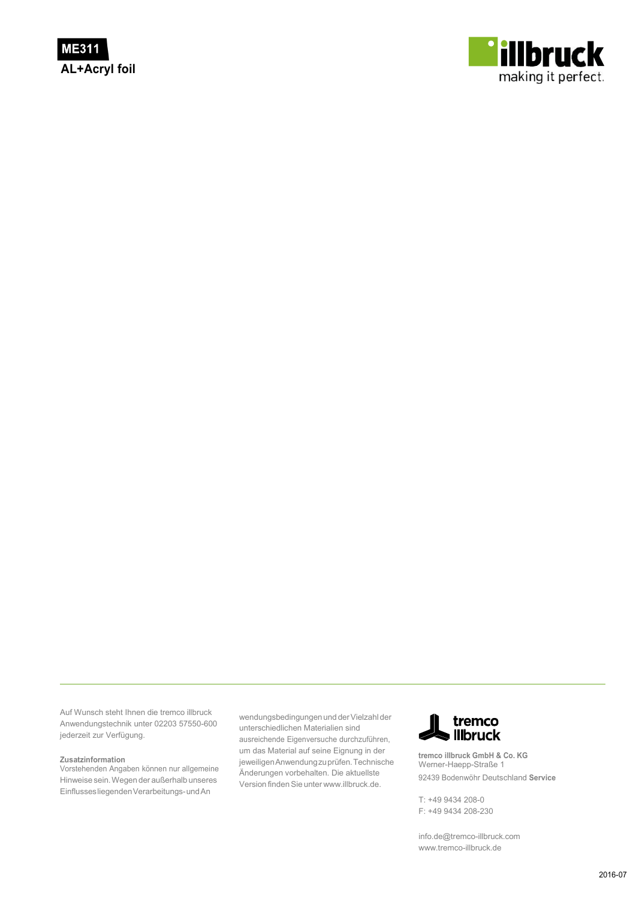**ME311**

**AL+Acryl foil**

Auf Wunsch steht Ihnen die tremco illbruck Anwendungstechnik unter 02203 57550-600 jederzeit zur Verfügung.

**Zusatzinformation**

Vorstehenden Angaben können nur allgemeine Hinweise sein. Wegen der außerhalb unseres Einflusses liegenden Verarbeitungs- und Anwendungsbedingungen und der Vielzahl der unterschiedlichen Materialien sind ausreichende Eigenversuche durchzuführen, um das Material auf seine Eignung in der jeweiligen Anwendung zu prüfen. Technische Änderungen vorbehalten. Die aktuellste Version finden Sie unter www.illbruck.de.

**tremco illbruck GmbH & Co. KG**
Werner-Haepp-Straße 1
92439 Bodenwöhr Deutschland **Service**

T: +49 9434 208-0
F: +49 9434 208-230

info.de@tremco-illbruck.com
www.tremco-illbruck.de

2016-07